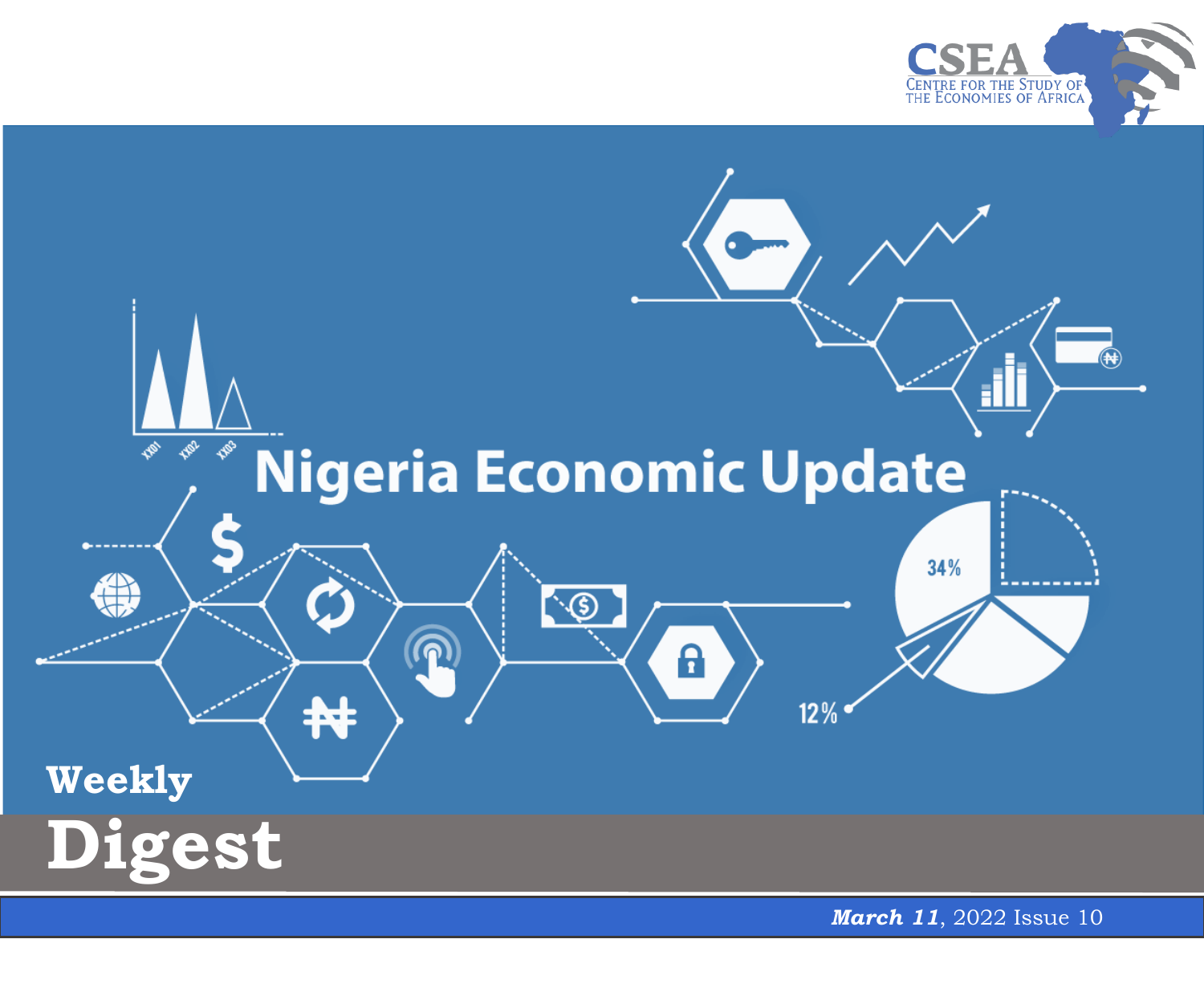CSEA

Centre for the Study of the Economies of Africa

# Nigeria Economic Update

## Weekly Digest

***March 11***, 2022 Issue 10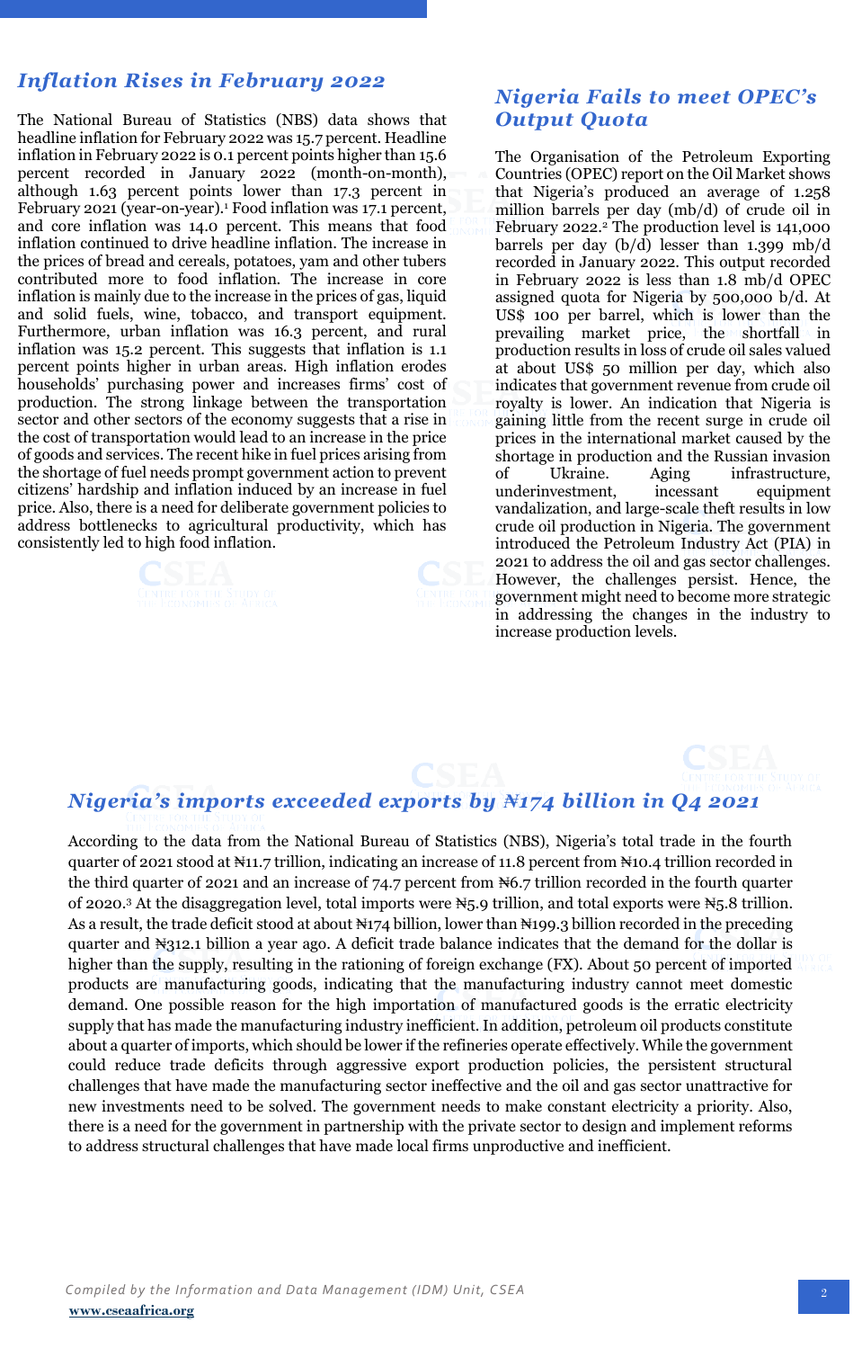## *Inflation Rises in February 2022*

The National Bureau of Statistics (NBS) data shows that headline inflation for February 2022 was 15.7 percent. Headline inflation in February 2022 is 0.1 percent points higher than 15.6 percent recorded in January 2022 (month-on-month), although 1.63 percent points lower than 17.3 percent in February 2021 (year-on-year).[1] Food inflation was 17.1 percent, and core inflation was 14.0 percent. This means that food inflation continued to drive headline inflation. The increase in the prices of bread and cereals, potatoes, yam and other tubers contributed more to food inflation. The increase in core inflation is mainly due to the increase in the prices of gas, liquid and solid fuels, wine, tobacco, and transport equipment. Furthermore, urban inflation was 16.3 percent, and rural inflation was 15.2 percent. This suggests that inflation is 1.1 percent points higher in urban areas. High inflation erodes households' purchasing power and increases firms' cost of production. The strong linkage between the transportation sector and other sectors of the economy suggests that a rise in the cost of transportation would lead to an increase in the price of goods and services. The recent hike in fuel prices arising from the shortage of fuel needs prompt government action to prevent citizens' hardship and inflation induced by an increase in fuel price. Also, there is a need for deliberate government policies to address bottlenecks to agricultural productivity, which has consistently led to high food inflation.

## *Nigeria Fails to meet OPEC's Output Quota*

The Organisation of the Petroleum Exporting Countries (OPEC) report on the Oil Market shows that Nigeria's produced an average of 1.258 million barrels per day (mb/d) of crude oil in February 2022.[2] The production level is 141,000 barrels per day (b/d) lesser than 1.399 mb/d recorded in January 2022. This output recorded in February 2022 is less than 1.8 mb/d OPEC assigned quota for Nigeria by 500,000 b/d. At US$ 100 per barrel, which is lower than the prevailing market price, the shortfall in production results in loss of crude oil sales valued at about US$ 50 million per day, which also indicates that government revenue from crude oil royalty is lower. An indication that Nigeria is gaining little from the recent surge in crude oil prices in the international market caused by the shortage in production and the Russian invasion of Ukraine. Aging infrastructure, underinvestment, incessant equipment vandalization, and large-scale theft results in low crude oil production in Nigeria. The government introduced the Petroleum Industry Act (PIA) in 2021 to address the oil and gas sector challenges. However, the challenges persist. Hence, the government might need to become more strategic in addressing the changes in the industry to increase production levels.

## *Nigeria's imports exceeded exports by ₦174 billion in Q4 2021*

According to the data from the National Bureau of Statistics (NBS), Nigeria's total trade in the fourth quarter of 2021 stood at ₦11.7 trillion, indicating an increase of 11.8 percent from ₦10.4 trillion recorded in the third quarter of 2021 and an increase of 74.7 percent from ₦6.7 trillion recorded in the fourth quarter of 2020.[3] At the disaggregation level, total imports were ₦5.9 trillion, and total exports were ₦5.8 trillion. As a result, the trade deficit stood at about ₦174 billion, lower than ₦199.3 billion recorded in the preceding quarter and ₦312.1 billion a year ago. A deficit trade balance indicates that the demand for the dollar is higher than the supply, resulting in the rationing of foreign exchange (FX). About 50 percent of imported products are manufacturing goods, indicating that the manufacturing industry cannot meet domestic demand. One possible reason for the high importation of manufactured goods is the erratic electricity supply that has made the manufacturing industry inefficient. In addition, petroleum oil products constitute about a quarter of imports, which should be lower if the refineries operate effectively. While the government could reduce trade deficits through aggressive export production policies, the persistent structural challenges that have made the manufacturing sector ineffective and the oil and gas sector unattractive for new investments need to be solved. The government needs to make constant electricity a priority. Also, there is a need for the government in partnership with the private sector to design and implement reforms to address structural challenges that have made local firms unproductive and inefficient.

*Compiled by the Information and Data Management (IDM) Unit, CSEA*

**www.cseaafrica.org**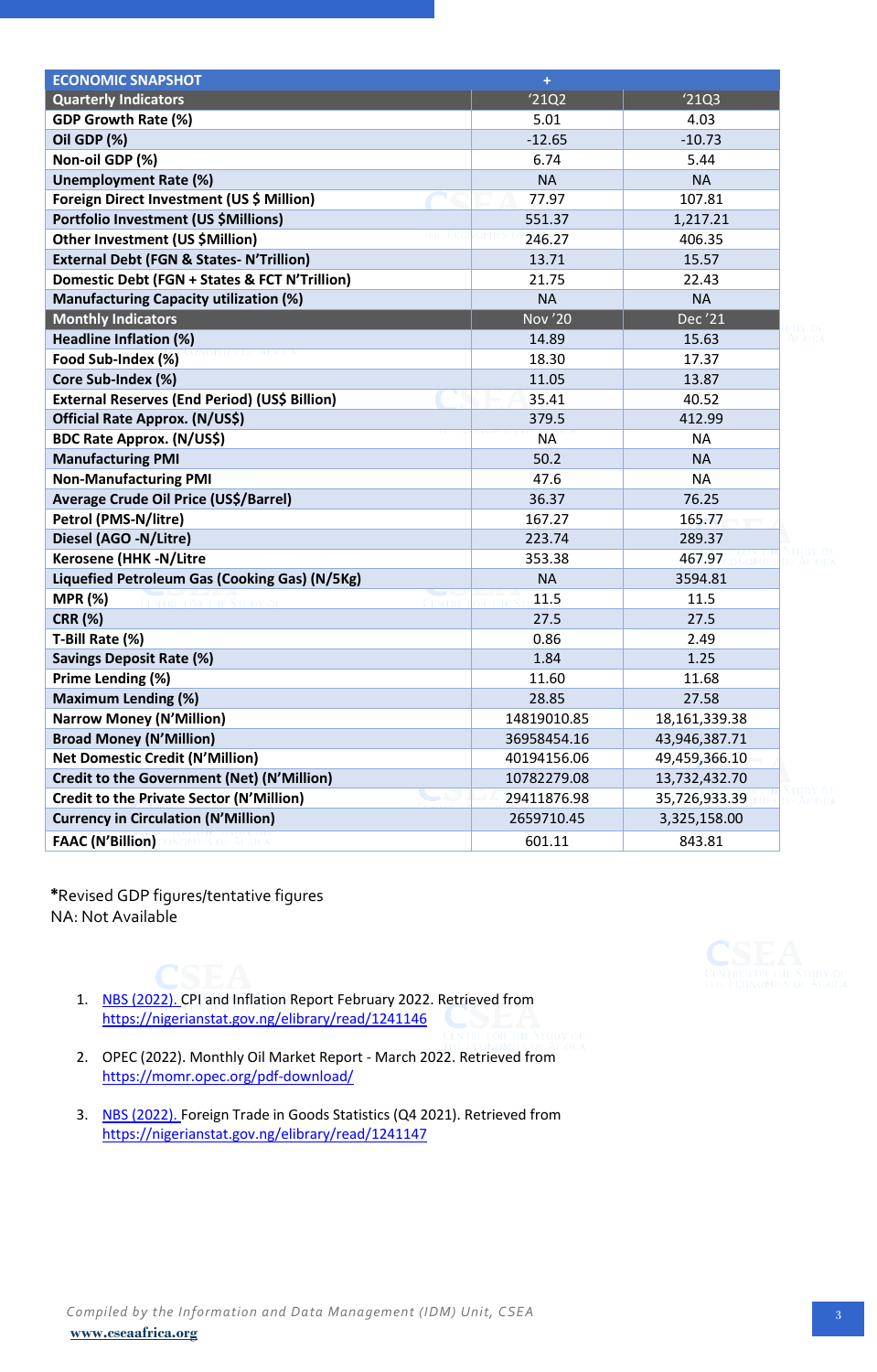| ECONOMIC SNAPSHOT | + | |
|---|---|---|
| **Quarterly Indicators** | '21Q2 | '21Q3 |
| **GDP Growth Rate (%)** | 5.01 | 4.03 |
| **Oil GDP (%)** | -12.65 | -10.73 |
| **Non-oil GDP (%)** | 6.74 | 5.44 |
| **Unemployment Rate (%)** | NA | NA |
| **Foreign Direct Investment (US $ Million)** | 77.97 | 107.81 |
| **Portfolio Investment (US $Millions)** | 551.37 | 1,217.21 |
| **Other Investment (US $Million)** | 246.27 | 406.35 |
| **External Debt (FGN & States- N'Trillion)** | 13.71 | 15.57 |
| **Domestic Debt (FGN + States & FCT N'Trillion)** | 21.75 | 22.43 |
| **Manufacturing Capacity utilization (%)** | NA | NA |
| **Monthly Indicators** | Nov '20 | Dec '21 |
| **Headline Inflation (%)** | 14.89 | 15.63 |
| **Food Sub-Index (%)** | 18.30 | 17.37 |
| **Core Sub-Index (%)** | 11.05 | 13.87 |
| **External Reserves (End Period) (US$ Billion)** | 35.41 | 40.52 |
| **Official Rate Approx. (N/US$)** | 379.5 | 412.99 |
| **BDC Rate Approx. (N/US$)** | NA | NA |
| **Manufacturing PMI** | 50.2 | NA |
| **Non-Manufacturing PMI** | 47.6 | NA |
| **Average Crude Oil Price (US$/Barrel)** | 36.37 | 76.25 |
| **Petrol (PMS-N/litre)** | 167.27 | 165.77 |
| **Diesel (AGO -N/Litre)** | 223.74 | 289.37 |
| **Kerosene (HHK -N/Litre** | 353.38 | 467.97 |
| **Liquefied Petroleum Gas (Cooking Gas) (N/5Kg)** | NA | 3594.81 |
| **MPR (%)** | 11.5 | 11.5 |
| **CRR (%)** | 27.5 | 27.5 |
| **T-Bill Rate (%)** | 0.86 | 2.49 |
| **Savings Deposit Rate (%)** | 1.84 | 1.25 |
| **Prime Lending (%)** | 11.60 | 11.68 |
| **Maximum Lending (%)** | 28.85 | 27.58 |
| **Narrow Money (N'Million)** | 14819010.85 | 18,161,339.38 |
| **Broad Money (N'Million)** | 36958454.16 | 43,946,387.71 |
| **Net Domestic Credit (N'Million)** | 40194156.06 | 49,459,366.10 |
| **Credit to the Government (Net) (N'Million)** | 10782279.08 | 13,732,432.70 |
| **Credit to the Private Sector (N'Million)** | 29411876.98 | 35,726,933.39 |
| **Currency in Circulation (N'Million)** | 2659710.45 | 3,325,158.00 |
| **FAAC (N'Billion)** | 601.11 | 843.81 |

*Revised GDP figures/tentative figures
NA: Not Available

1. NBS (2022). CPI and Inflation Report February 2022. Retrieved from https://nigerianstat.gov.ng/elibrary/read/1241146

2. OPEC (2022). Monthly Oil Market Report - March 2022. Retrieved from https://momr.opec.org/pdf-download/

3. NBS (2022). Foreign Trade in Goods Statistics (Q4 2021). Retrieved from https://nigerianstat.gov.ng/elibrary/read/1241147

*Compiled by the Information and Data Management (IDM) Unit, CSEA*
www.cseaafrica.org